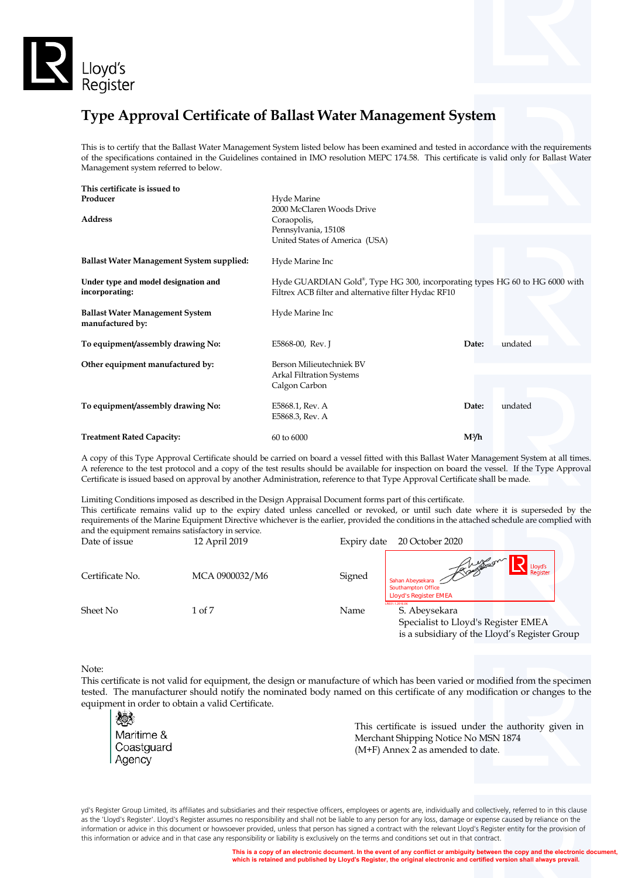Lloyd's Register

# Type Approval Certificate of Ballast Water Management System

This is to certify that the Ballast Water Management System listed below has been examined and tested in accordance with the requirements of the specifications contained in the Guidelines contained in IMO resolution MEPC 174.58. This certificate is valid only for Ballast Water Management system referred to below.

**This certificate is issued to**

| | | | |
|---|---|---|---|
| **Producer** | Hyde Marine | | |
| **Address** | 2000 McClaren Woods Drive<br>Coraopolis,<br>Pennsylvania, 15108<br>United States of America (USA) | | |
| **Ballast Water Management System supplied:** | Hyde Marine Inc | | |
| **Under type and model designation and incorporating:** | Hyde GUARDIAN Gold®, Type HG 300, incorporating types HG 60 to HG 6000 with Filtrex ACB filter and alternative filter Hydac RF10 | | |
| **Ballast Water Management System manufactured by:** | Hyde Marine Inc | | |
| **To equipment/assembly drawing No:** | E5868-00, Rev. J | **Date:** | undated |
| **Other equipment manufactured by:** | Berson Milieutechniek BV<br>Arkal Filtration Systems<br>Calgon Carbon | | |
| **To equipment/assembly drawing No:** | E5868.1, Rev. A<br>E5868.3, Rev. A | **Date:** | undated |
| **Treatment Rated Capacity:** | 60 to 6000 | **$M^3/h$** | |

A copy of this Type Approval Certificate should be carried on board a vessel fitted with this Ballast Water Management System at all times. A reference to the test protocol and a copy of the test results should be available for inspection on board the vessel. If the Type Approval Certificate is issued based on approval by another Administration, reference to that Type Approval Certificate shall be made.

Limiting Conditions imposed as described in the Design Appraisal Document forms part of this certificate.
This certificate remains valid up to the expiry dated unless cancelled or revoked, or until such date where it is superseded by the requirements of the Marine Equipment Directive whichever is the earlier, provided the conditions in the attached schedule are complied with and the equipment remains satisfactory in service.

| | | | |
|---|---|---|---|
| Date of issue | 12 April 2019 | Expiry date | 20 October 2020 |
| Certificate No. | MCA 0900032/M6 | Signed | Sahan Abeysekara<br>Southampton Office<br>Lloyd's Register EMEA |
| Sheet No | 1 of 7 | Name | S. Abeysekara<br>Specialist to Lloyd's Register EMEA<br>is a subsidiary of the Lloyd's Register Group |

Note:
This certificate is not valid for equipment, the design or manufacture of which has been varied or modified from the specimen tested. The manufacturer should notify the nominated body named on this certificate of any modification or changes to the equipment in order to obtain a valid Certificate.

Maritime & Coastguard Agency

This certificate is issued under the authority given in Merchant Shipping Notice No MSN 1874 (M+F) Annex 2 as amended to date.

yd's Register Group Limited, its affiliates and subsidiaries and their respective officers, employees or agents are, individually and collectively, referred to in this clause as the 'Lloyd's Register'. Lloyd's Register assumes no responsibility and shall not be liable to any person for any loss, damage or expense caused by reliance on the information or advice in this document or howsoever provided, unless that person has signed a contract with the relevant Lloyd's Register entity for the provision of this information or advice and in that case any responsibility or liability is exclusively on the terms and conditions set out in that contract.

**This is a copy of an electronic document. In the event of any conflict or ambiguity between the copy and the electronic document, which is retained and published by Lloyd's Register, the original electronic and certified version shall always prevail.**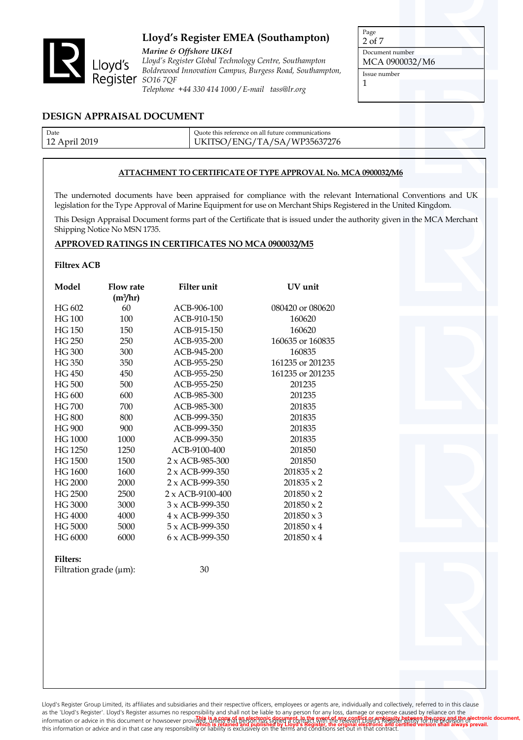# Lloyd's Register EMEA (Southampton)

*Marine & Offshore UK&I*
*Lloyd's Register Global Technology Centre, Southampton*
*Boldrewood Innovation Campus, Burgess Road, Southampton, SO16 7QF*
*Telephone +44 330 414 1000 / E-mail tass@lr.org*

| Page | Document number | Issue number |
| --- | --- | --- |
| 2 of 7 | MCA 0900032/M6 | 1 |

## DESIGN APPRAISAL DOCUMENT

| Date | Quote this reference on all future communications |
| --- | --- |
| 12 April 2019 | UKITSO/ENG/TA/SA/WP35637276 |

**ATTACHMENT TO CERTIFICATE OF TYPE APPROVAL No. MCA 0900032/M6**

The undernoted documents have been appraised for compliance with the relevant International Conventions and UK legislation for the Type Approval of Marine Equipment for use on Merchant Ships Registered in the United Kingdom.

This Design Appraisal Document forms part of the Certificate that is issued under the authority given in the MCA Merchant Shipping Notice No MSN 1735.

**APPROVED RATINGS IN CERTIFICATES NO MCA 0900032/M5**

**Filtrex ACB**

| Model | Flow rate ($m^3$/hr) | Filter unit | UV unit |
| --- | --- | --- | --- |
| HG 602 | 60 | ACB-906-100 | 080420 or 080620 |
| HG 100 | 100 | ACB-910-150 | 160620 |
| HG 150 | 150 | ACB-915-150 | 160620 |
| HG 250 | 250 | ACB-935-200 | 160635 or 160835 |
| HG 300 | 300 | ACB-945-200 | 160835 |
| HG 350 | 350 | ACB-955-250 | 161235 or 201235 |
| HG 450 | 450 | ACB-955-250 | 161235 or 201235 |
| HG 500 | 500 | ACB-955-250 | 201235 |
| HG 600 | 600 | ACB-985-300 | 201235 |
| HG 700 | 700 | ACB-985-300 | 201835 |
| HG 800 | 800 | ACB-999-350 | 201835 |
| HG 900 | 900 | ACB-999-350 | 201835 |
| HG 1000 | 1000 | ACB-999-350 | 201835 |
| HG 1250 | 1250 | ACB-9100-400 | 201850 |
| HG 1500 | 1500 | 2 x ACB-985-300 | 201850 |
| HG 1600 | 1600 | 2 x ACB-999-350 | 201835 x 2 |
| HG 2000 | 2000 | 2 x ACB-999-350 | 201835 x 2 |
| HG 2500 | 2500 | 2 x ACB-9100-400 | 201850 x 2 |
| HG 3000 | 3000 | 3 x ACB-999-350 | 201850 x 2 |
| HG 4000 | 4000 | 4 x ACB-999-350 | 201850 x 3 |
| HG 5000 | 5000 | 5 x ACB-999-350 | 201850 x 4 |
| HG 6000 | 6000 | 6 x ACB-999-350 | 201850 x 4 |

**Filters:**
Filtration grade (μm): 30

Lloyd's Register Group Limited, its affiliates and subsidiaries and their respective officers, employees or agents are, individually and collectively, referred to in this clause as the 'Lloyd's Register'. Lloyd's Register assumes no responsibility and shall not be liable to any person for any loss, damage or expense caused by reliance on the information or advice in this document or howsoever provided, unless that person has signed a contract with the relevant Lloyd's Register entity for the provision of this information or advice and in that case any responsibility or liability is exclusively on the terms and conditions set out in that contract.

**This is a copy of an electronic document. In the event of any conflict or ambiguity between the copy and the electronic document, which is retained and published by Lloyd's Register, the original electronic and certified version shall always prevail.**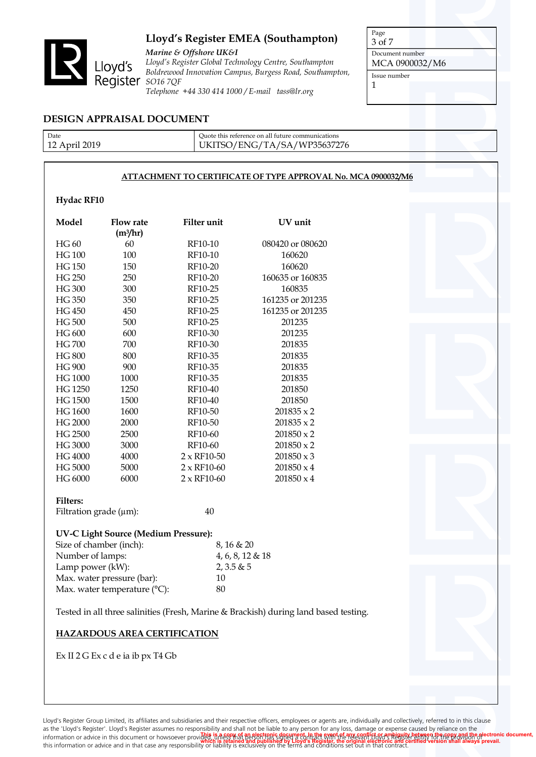# Lloyd's Register EMEA (Southampton)

*Marine & Offshore UK&I*
*Lloyd's Register Global Technology Centre, Southampton*
*Boldrewood Innovation Campus, Burgess Road, Southampton, SO16 7QF*
*Telephone +44 330 414 1000 / E-mail tass@lr.org*

| Page | Document number | Issue number |
|---|---|---|
| 3 of 7 | MCA 0900032/M6 | 1 |

## DESIGN APPRAISAL DOCUMENT

| Date | Quote this reference on all future communications |
|---|---|
| 12 April 2019 | UKITSO/ENG/TA/SA/WP35637276 |

**ATTACHMENT TO CERTIFICATE OF TYPE APPROVAL No. MCA 0900032/M6**

**Hydac RF10**

| Model | Flow rate ($m^3/hr$) | Filter unit | UV unit |
|---|---|---|---|
| HG 60 | 60 | RF10-10 | 080420 or 080620 |
| HG 100 | 100 | RF10-10 | 160620 |
| HG 150 | 150 | RF10-20 | 160620 |
| HG 250 | 250 | RF10-20 | 160635 or 160835 |
| HG 300 | 300 | RF10-25 | 160835 |
| HG 350 | 350 | RF10-25 | 161235 or 201235 |
| HG 450 | 450 | RF10-25 | 161235 or 201235 |
| HG 500 | 500 | RF10-25 | 201235 |
| HG 600 | 600 | RF10-30 | 201235 |
| HG 700 | 700 | RF10-30 | 201835 |
| HG 800 | 800 | RF10-35 | 201835 |
| HG 900 | 900 | RF10-35 | 201835 |
| HG 1000 | 1000 | RF10-35 | 201835 |
| HG 1250 | 1250 | RF10-40 | 201850 |
| HG 1500 | 1500 | RF10-40 | 201850 |
| HG 1600 | 1600 | RF10-50 | 201835 x 2 |
| HG 2000 | 2000 | RF10-50 | 201835 x 2 |
| HG 2500 | 2500 | RF10-60 | 201850 x 2 |
| HG 3000 | 3000 | RF10-60 | 201850 x 2 |
| HG 4000 | 4000 | 2 x RF10-50 | 201850 x 3 |
| HG 5000 | 5000 | 2 x RF10-60 | 201850 x 4 |
| HG 6000 | 6000 | 2 x RF10-60 | 201850 x 4 |

**Filters:**

Filtration grade (µm): 40

**UV-C Light Source (Medium Pressure):**

| | |
|---|---|
| Size of chamber (inch): | 8, 16 & 20 |
| Number of lamps: | 4, 6, 8, 12 & 18 |
| Lamp power (kW): | 2, 3.5 & 5 |
| Max. water pressure (bar): | 10 |
| Max. water temperature (°C): | 80 |

Tested in all three salinities (Fresh, Marine & Brackish) during land based testing.

**HAZARDOUS AREA CERTIFICATION**

Ex II 2 G Ex c d e ia ib px T4 Gb

Lloyd's Register Group Limited, its affiliates and subsidiaries and their respective officers, employees or agents are, individually and collectively, referred to in this clause as the 'Lloyd's Register'. Lloyd's Register assumes no responsibility and shall not be liable to any person for any loss, damage or expense caused by reliance on the information or advice in this document or howsoever provided, unless that person has signed a contract with the relevant Lloyd's Register entity for the provision of this information or advice and in that case any responsibility or liability is exclusively on the terms and conditions set out in that contract.

**This is a copy of an electronic document. In the event of any conflict or ambiguity between the copy and the electronic document, which is retained and published by Lloyd's Register, the original electronic and certified version shall always prevail.**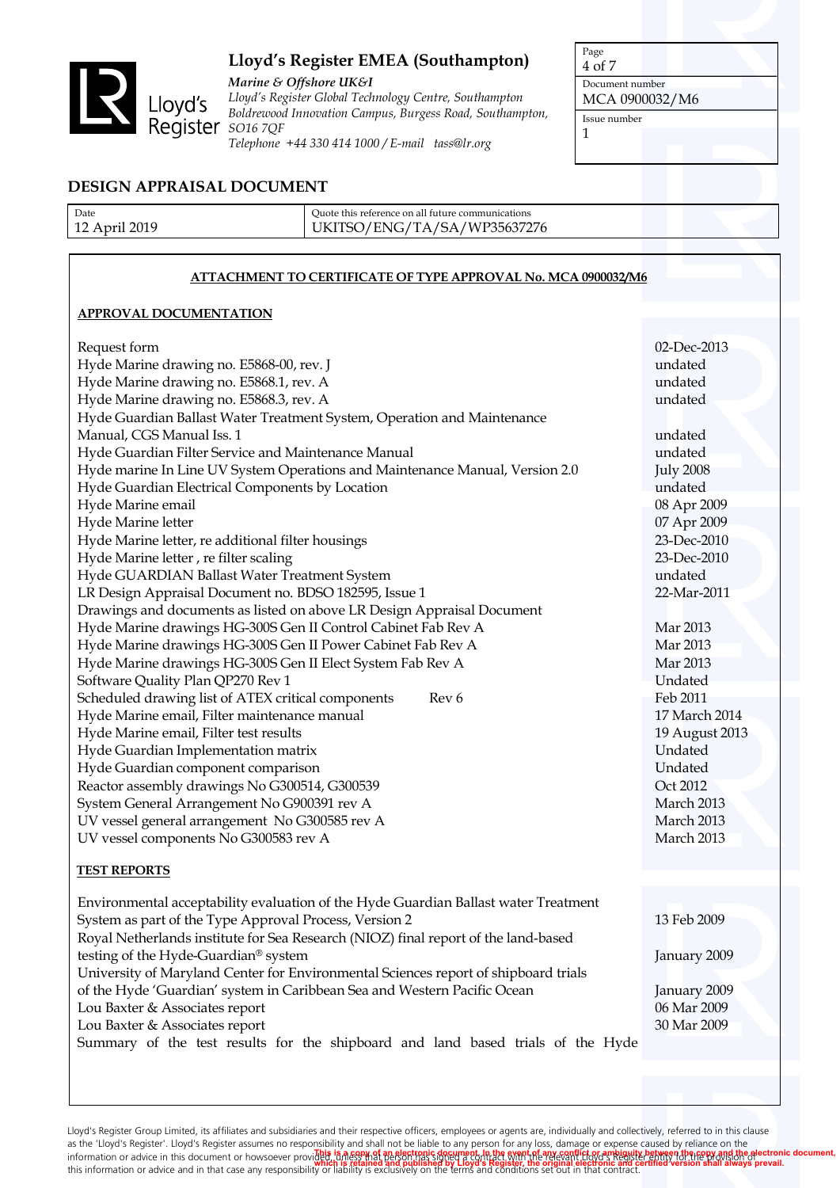# Lloyd's Register EMEA (Southampton)

*Marine & Offshore UK&I*
*Lloyd's Register Global Technology Centre, Southampton*
*Boldrewood Innovation Campus, Burgess Road, Southampton, SO16 7QF*
*Telephone +44 330 414 1000 / E-mail tass@lr.org*

| Document number | Issue number |
|---|---|
| MCA 0900032/M6 | 1 |

## DESIGN APPRAISAL DOCUMENT

| Date | Quote this reference on all future communications |
|---|---|
| 12 April 2019 | UKITSO/ENG/TA/SA/WP35637276 |

### ATTACHMENT TO CERTIFICATE OF TYPE APPROVAL No. MCA 0900032/M6

### APPROVAL DOCUMENTATION

| Document | Date |
|---|---|
| Request form | 02-Dec-2013 |
| Hyde Marine drawing no. E5868-00, rev. J | undated |
| Hyde Marine drawing no. E5868.1, rev. A | undated |
| Hyde Marine drawing no. E5868.3, rev. A | undated |
| Hyde Guardian Ballast Water Treatment System, Operation and Maintenance Manual, CGS Manual Iss. 1 | undated |
| Hyde Guardian Filter Service and Maintenance Manual | undated |
| Hyde marine In Line UV System Operations and Maintenance Manual, Version 2.0 | July 2008 |
| Hyde Guardian Electrical Components by Location | undated |
| Hyde Marine email | 08 Apr 2009 |
| Hyde Marine letter | 07 Apr 2009 |
| Hyde Marine letter, re additional filter housings | 23-Dec-2010 |
| Hyde Marine letter , re filter scaling | 23-Dec-2010 |
| Hyde GUARDIAN Ballast Water Treatment System | undated |
| LR Design Appraisal Document no. BDSO 182595, Issue 1 | 22-Mar-2011 |
| Drawings and documents as listed on above LR Design Appraisal Document | |
| Hyde Marine drawings HG-300S Gen II Control Cabinet Fab Rev A | Mar 2013 |
| Hyde Marine drawings HG-300S Gen II Power Cabinet Fab Rev A | Mar 2013 |
| Hyde Marine drawings HG-300S Gen II Elect System Fab Rev A | Mar 2013 |
| Software Quality Plan QP270 Rev 1 | Undated |
| Scheduled drawing list of ATEX critical components Rev 6 | Feb 2011 |
| Hyde Marine email, Filter maintenance manual | 17 March 2014 |
| Hyde Marine email, Filter test results | 19 August 2013 |
| Hyde Guardian Implementation matrix | Undated |
| Hyde Guardian component comparison | Undated |
| Reactor assembly drawings No G300514, G300539 | Oct 2012 |
| System General Arrangement No G900391 rev A | March 2013 |
| UV vessel general arrangement No G300585 rev A | March 2013 |
| UV vessel components No G300583 rev A | March 2013 |

### TEST REPORTS

| Document | Date |
|---|---|
| Environmental acceptability evaluation of the Hyde Guardian Ballast water Treatment System as part of the Type Approval Process, Version 2 | 13 Feb 2009 |
| Royal Netherlands institute for Sea Research (NIOZ) final report of the land-based testing of the Hyde-Guardian® system | January 2009 |
| University of Maryland Center for Environmental Sciences report of shipboard trials of the Hyde 'Guardian' system in Caribbean Sea and Western Pacific Ocean | January 2009 |
| Lou Baxter & Associates report | 06 Mar 2009 |
| Lou Baxter & Associates report | 30 Mar 2009 |
| Summary of the test results for the shipboard and land based trials of the Hyde | |

Lloyd's Register Group Limited, its affiliates and subsidiaries and their respective officers, employees or agents are, individually and collectively, referred to in this clause as the 'Lloyd's Register'. Lloyd's Register assumes no responsibility and shall not be liable to any person for any loss, damage or expense caused by reliance on the information or advice in this document or howsoever provided, unless that person has signed a contract with the relevant Lloyd's Register entity for the provision of this information or advice and in that case any responsibility or liability is exclusively on the terms and conditions set out in that contract.

**This is a copy of an electronic document. In the event of any conflict or ambiguity between the copy and the electronic document, which is retained and published by Lloyd's Register, the original electronic and certified version shall always prevail.**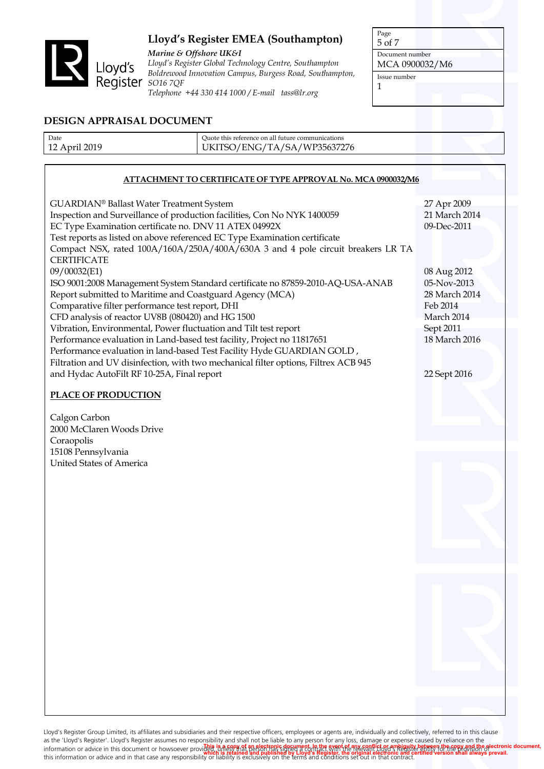# Lloyd's Register EMEA (Southampton)

*Marine & Offshore UK&I*
*Lloyd's Register Global Technology Centre, Southampton*
*Boldrewood Innovation Campus, Burgess Road, Southampton, SO16 7QF*
*Telephone +44 330 414 1000 / E-mail tass@lr.org*

| Page | Document number | Issue number |
|---|---|---|
| 5 of 7 | MCA 0900032/M6 | 1 |

## DESIGN APPRAISAL DOCUMENT

| Date | Quote this reference on all future communications |
|---|---|
| 12 April 2019 | UKITSO/ENG/TA/SA/WP35637276 |

**ATTACHMENT TO CERTIFICATE OF TYPE APPROVAL No. MCA 0900032/M6**

| Document | Date |
|---|---|
| GUARDIAN® Ballast Water Treatment System | 27 Apr 2009 |
| Inspection and Surveillance of production facilities, Con No NYK 1400059 | 21 March 2014 |
| EC Type Examination certificate no. DNV 11 ATEX 04992X | 09-Dec-2011 |
| Test reports as listed on above referenced EC Type Examination certificate | |
| Compact NSX, rated 100A/160A/250A/400A/630A 3 and 4 pole circuit breakers LR TA CERTIFICATE 09/00032(E1) | 08 Aug 2012 |
| ISO 9001:2008 Management System Standard certificate no 87859-2010-AQ-USA-ANAB | 05-Nov-2013 |
| Report submitted to Maritime and Coastguard Agency (MCA) | 28 March 2014 |
| Comparative filter performance test report, DHI | Feb 2014 |
| CFD analysis of reactor UV8B (080420) and HG 1500 | March 2014 |
| Vibration, Environmental, Power fluctuation and Tilt test report | Sept 2011 |
| Performance evaluation in Land-based test facility, Project no 11817651 | 18 March 2016 |
| Performance evaluation in land-based Test Facility Hyde GUARDIAN GOLD , Filtration and UV disinfection, with two mechanical filter options, Filtrex ACB 945 and Hydac AutoFilt RF 10-25A, Final report | 22 Sept 2016 |

**PLACE OF PRODUCTION**

Calgon Carbon
2000 McClaren Woods Drive
Coraopolis
15108 Pennsylvania
United States of America

Lloyd's Register Group Limited, its affiliates and subsidiaries and their respective officers, employees or agents are, individually and collectively, referred to in this clause as the 'Lloyd's Register'. Lloyd's Register assumes no responsibility and shall not be liable to any person for any loss, damage or expense caused by reliance on the information or advice in this document or howsoever provided, unless that person has signed a contract with the relevant Lloyd's Register entity for the provision of this information or advice and in that case any responsibility or liability is exclusively on the terms and conditions set out in that contract.

**This is a copy of an electronic document. In the event of any conflict or ambiguity between the copy and the electronic document, which is retained and published by Lloyd's Register, the original electronic and certified version shall always prevail.**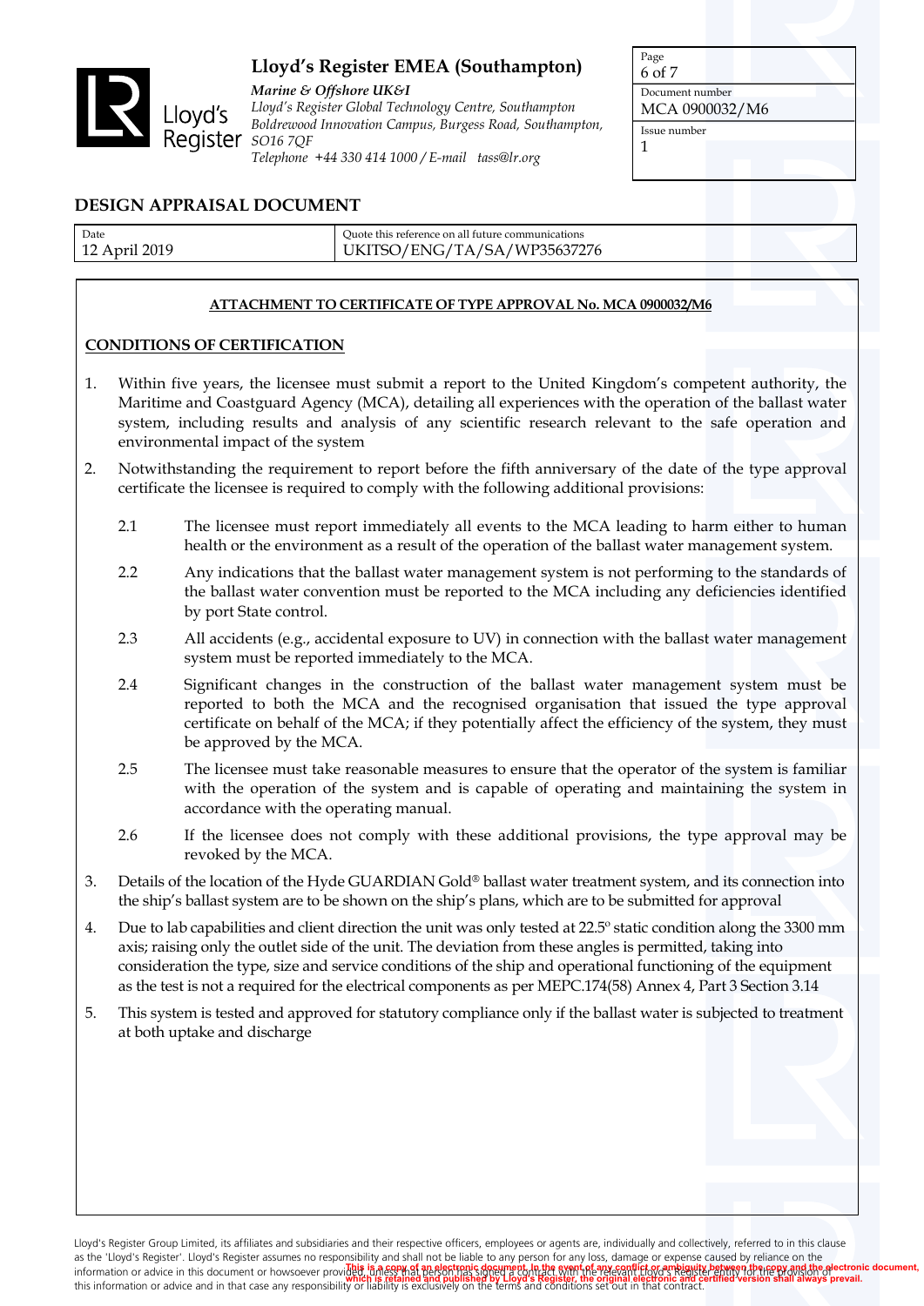# Lloyd's Register EMEA (Southampton)

*Marine & Offshore UK&I*
*Lloyd's Register Global Technology Centre, Southampton*
*Boldrewood Innovation Campus, Burgess Road, Southampton, SO16 7QF*
*Telephone +44 330 414 1000 / E-mail tass@lr.org*

| Page | 6 of 7 |
|---|---|
| Document number | MCA 0900032/M6 |
| Issue number | 1 |

## DESIGN APPRAISAL DOCUMENT

| Date | Quote this reference on all future communications |
|---|---|
| 12 April 2019 | UKITSO/ENG/TA/SA/WP35637276 |

**ATTACHMENT TO CERTIFICATE OF TYPE APPROVAL No. MCA 0900032/M6**

**CONDITIONS OF CERTIFICATION**

1. Within five years, the licensee must submit a report to the United Kingdom's competent authority, the Maritime and Coastguard Agency (MCA), detailing all experiences with the operation of the ballast water system, including results and analysis of any scientific research relevant to the safe operation and environmental impact of the system

2. Notwithstanding the requirement to report before the fifth anniversary of the date of the type approval certificate the licensee is required to comply with the following additional provisions:

   2.1 The licensee must report immediately all events to the MCA leading to harm either to human health or the environment as a result of the operation of the ballast water management system.

   2.2 Any indications that the ballast water management system is not performing to the standards of the ballast water convention must be reported to the MCA including any deficiencies identified by port State control.

   2.3 All accidents (e.g., accidental exposure to UV) in connection with the ballast water management system must be reported immediately to the MCA.

   2.4 Significant changes in the construction of the ballast water management system must be reported to both the MCA and the recognised organisation that issued the type approval certificate on behalf of the MCA; if they potentially affect the efficiency of the system, they must be approved by the MCA.

   2.5 The licensee must take reasonable measures to ensure that the operator of the system is familiar with the operation of the system and is capable of operating and maintaining the system in accordance with the operating manual.

   2.6 If the licensee does not comply with these additional provisions, the type approval may be revoked by the MCA.

3. Details of the location of the Hyde GUARDIAN Gold® ballast water treatment system, and its connection into the ship's ballast system are to be shown on the ship's plans, which are to be submitted for approval

4. Due to lab capabilities and client direction the unit was only tested at 22.5° static condition along the 3300 mm axis; raising only the outlet side of the unit. The deviation from these angles is permitted, taking into consideration the type, size and service conditions of the ship and operational functioning of the equipment as the test is not a required for the electrical components as per MEPC.174(58) Annex 4, Part 3 Section 3.14

5. This system is tested and approved for statutory compliance only if the ballast water is subjected to treatment at both uptake and discharge

Lloyd's Register Group Limited, its affiliates and subsidiaries and their respective officers, employees or agents are, individually and collectively, referred to in this clause as the 'Lloyd's Register'. Lloyd's Register assumes no responsibility and shall not be liable to any person for any loss, damage or expense caused by reliance on the information or advice in this document or howsoever provided, unless that person has signed a contract with the relevant Lloyd's Register entity for the provision of this information or advice and in that case any responsibility or liability is exclusively on the terms and conditions set out in that contract.

**This is a copy of an electronic document. In the event of any conflict or ambiguity between the copy and the electronic document, which is retained and published by Lloyd's Register, the original electronic and certified version shall always prevail.**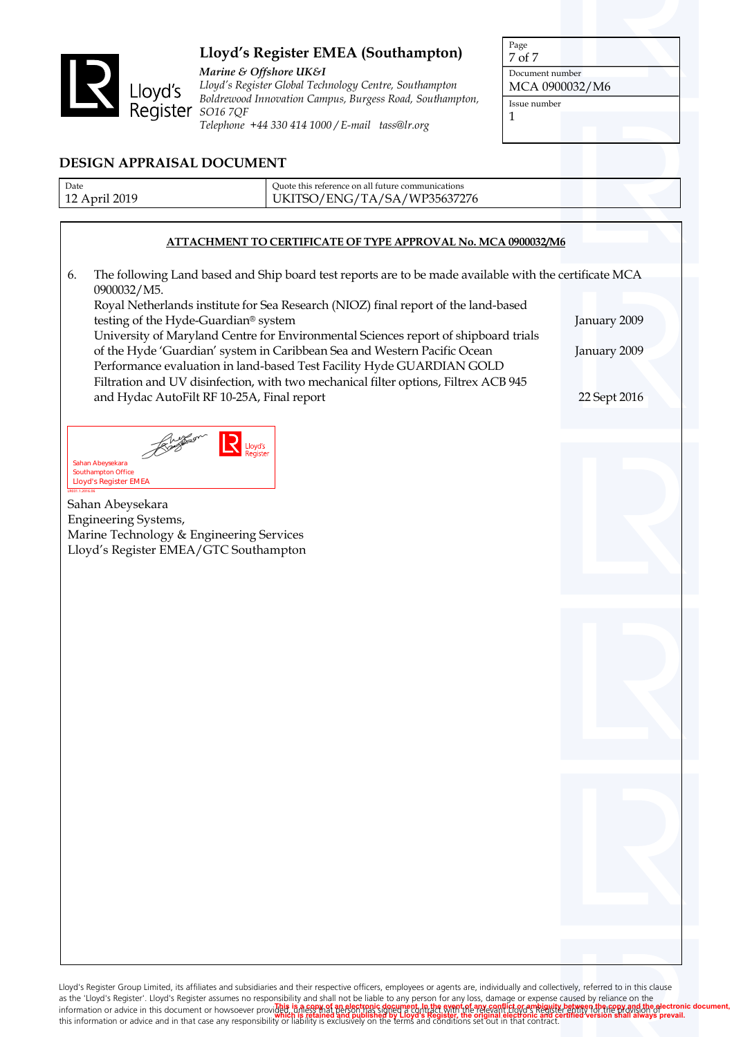# Lloyd's Register EMEA (Southampton)

*Marine & Offshore UK&I*
*Lloyd's Register Global Technology Centre, Southampton*
*Boldrewood Innovation Campus, Burgess Road, Southampton, SO16 7QF*
*Telephone +44 330 414 1000 / E-mail tass@lr.org*

| Page | Document number | Issue number |
|---|---|---|
| 7 of 7 | MCA 0900032/M6 | 1 |

## DESIGN APPRAISAL DOCUMENT

| Date | Quote this reference on all future communications |
|---|---|
| 12 April 2019 | UKITSO/ENG/TA/SA/WP35637276 |

**ATTACHMENT TO CERTIFICATE OF TYPE APPROVAL No. MCA 0900032/M6**

6. The following Land based and Ship board test reports are to be made available with the certificate MCA 0900032/M5.

| | |
|---|---|
| Royal Netherlands institute for Sea Research (NIOZ) final report of the land-based testing of the Hyde-Guardian® system | January 2009 |
| University of Maryland Centre for Environmental Sciences report of shipboard trials of the Hyde 'Guardian' system in Caribbean Sea and Western Pacific Ocean | January 2009 |
| Performance evaluation in land-based Test Facility Hyde GUARDIAN GOLD Filtration and UV disinfection, with two mechanical filter options, Filtrex ACB 945 and Hydac AutoFilt RF 10-25A, Final report | 22 Sept 2016 |

Sahan Abeysekara
Southampton Office
Lloyd's Register EMEA

Sahan Abeysekara
Engineering Systems,
Marine Technology & Engineering Services
Lloyd's Register EMEA/GTC Southampton

Lloyd's Register Group Limited, its affiliates and subsidiaries and their respective officers, employees or agents are, individually and collectively, referred to in this clause as the 'Lloyd's Register'. Lloyd's Register assumes no responsibility and shall not be liable to any person for any loss, damage or expense caused by reliance on the information or advice in this document or howsoever provided, unless that person has signed a contract with the relevant Lloyd's Register entity for the provision of this information or advice and in that case any responsibility or liability is exclusively on the terms and conditions set out in that contract.

This is a copy of an electronic document. In the event of any conflict or ambiguity between the copy and the electronic document, which is retained and published by Lloyd's Register, the original electronic and certified version shall always prevail.